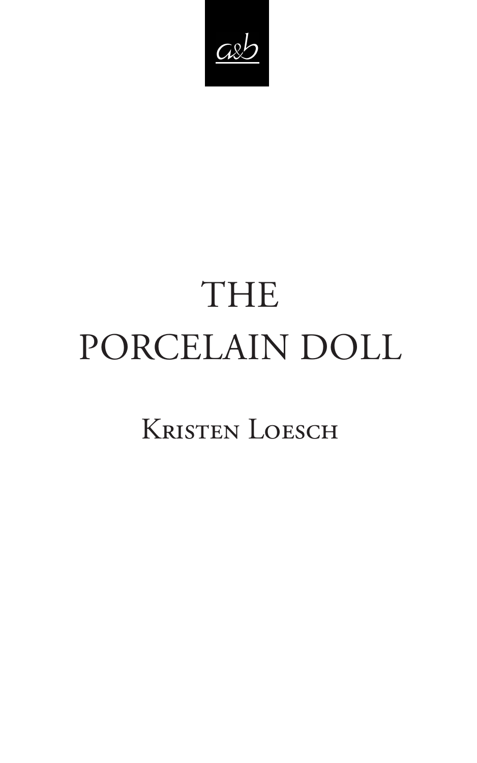a&b

# THE PORCELAIN DOLL

Kristen Loesch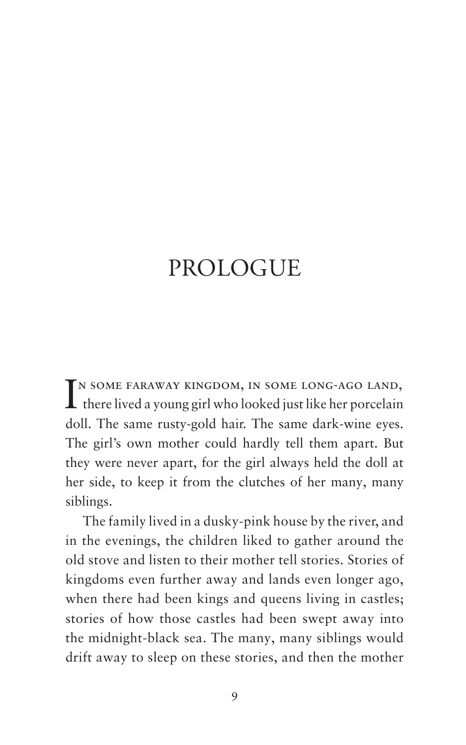# PROLOGUE

In some faraway kingdom, in some long-ago land, there lived a young girl who looked just like her porcelain doll. The same rusty-gold hair. The same dark-wine eyes. The girl's own mother could hardly tell them apart. But they were never apart, for the girl always held the doll at her side, to keep it from the clutches of her many, many siblings.

The family lived in a dusky-pink house by the river, and in the evenings, the children liked to gather around the old stove and listen to their mother tell stories. Stories of kingdoms even further away and lands even longer ago, when there had been kings and queens living in castles; stories of how those castles had been swept away into the midnight-black sea. The many, many siblings would drift away to sleep on these stories, and then the mother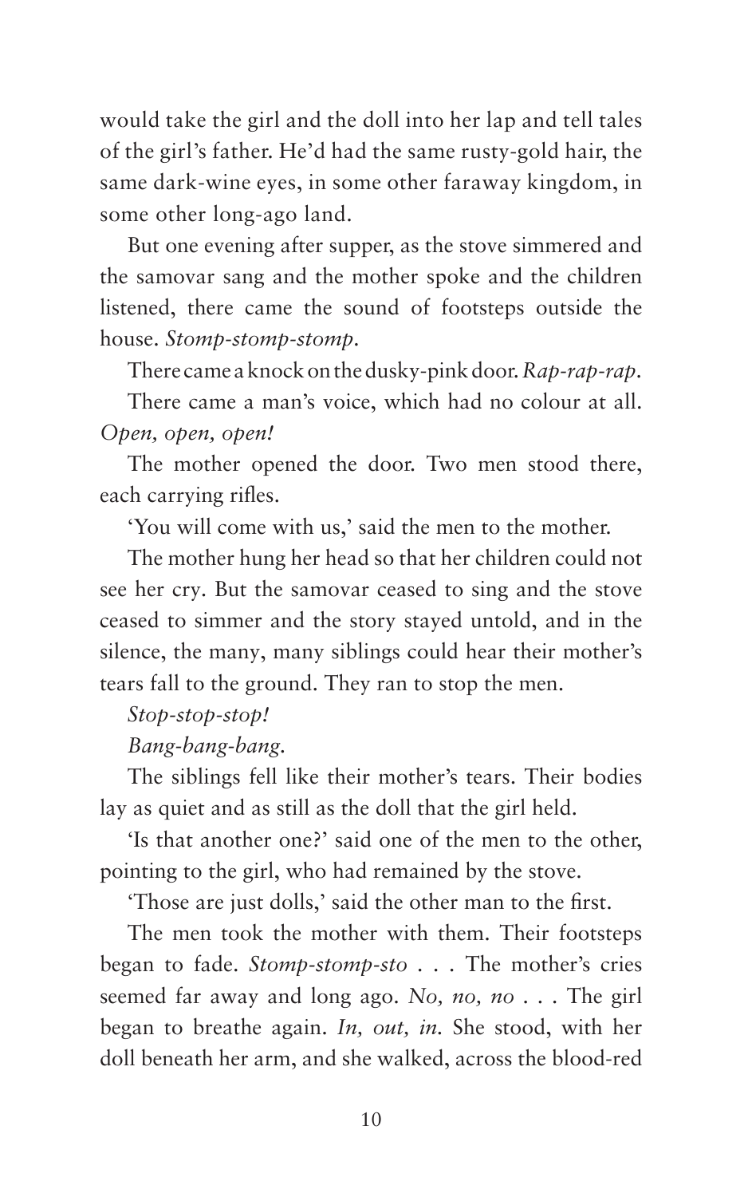would take the girl and the doll into her lap and tell tales of the girl's father. He'd had the same rusty-gold hair, the same dark-wine eyes, in some other faraway kingdom, in some other long-ago land.

But one evening after supper, as the stove simmered and the samovar sang and the mother spoke and the children listened, there came the sound of footsteps outside the house. *Stomp-stomp-stomp.*

There came a knock on the dusky-pink door. *Rap-rap-rap.*

There came a man's voice, which had no colour at all. *Open, open, open!*

The mother opened the door. Two men stood there, each carrying rifles.

'You will come with us,' said the men to the mother.

The mother hung her head so that her children could not see her cry. But the samovar ceased to sing and the stove ceased to simmer and the story stayed untold, and in the silence, the many, many siblings could hear their mother's tears fall to the ground. They ran to stop the men.

*Stop-stop-stop!*

*Bang-bang-bang.*

The siblings fell like their mother's tears. Their bodies lay as quiet and as still as the doll that the girl held.

'Is that another one?' said one of the men to the other, pointing to the girl, who had remained by the stove.

'Those are just dolls,' said the other man to the first.

The men took the mother with them. Their footsteps began to fade. *Stomp-stomp-sto . . .* The mother's cries seemed far away and long ago. *No, no, no . . .* The girl began to breathe again. *In, out, in.* She stood, with her doll beneath her arm, and she walked, across the blood-red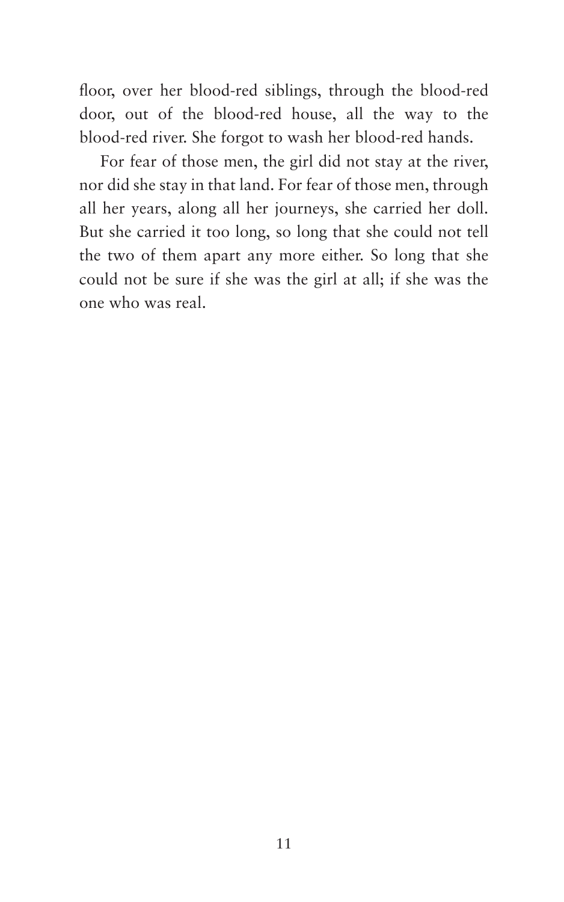floor, over her blood-red siblings, through the blood-red door, out of the blood-red house, all the way to the blood-red river. She forgot to wash her blood-red hands.

For fear of those men, the girl did not stay at the river, nor did she stay in that land. For fear of those men, through all her years, along all her journeys, she carried her doll. But she carried it too long, so long that she could not tell the two of them apart any more either. So long that she could not be sure if she was the girl at all; if she was the one who was real.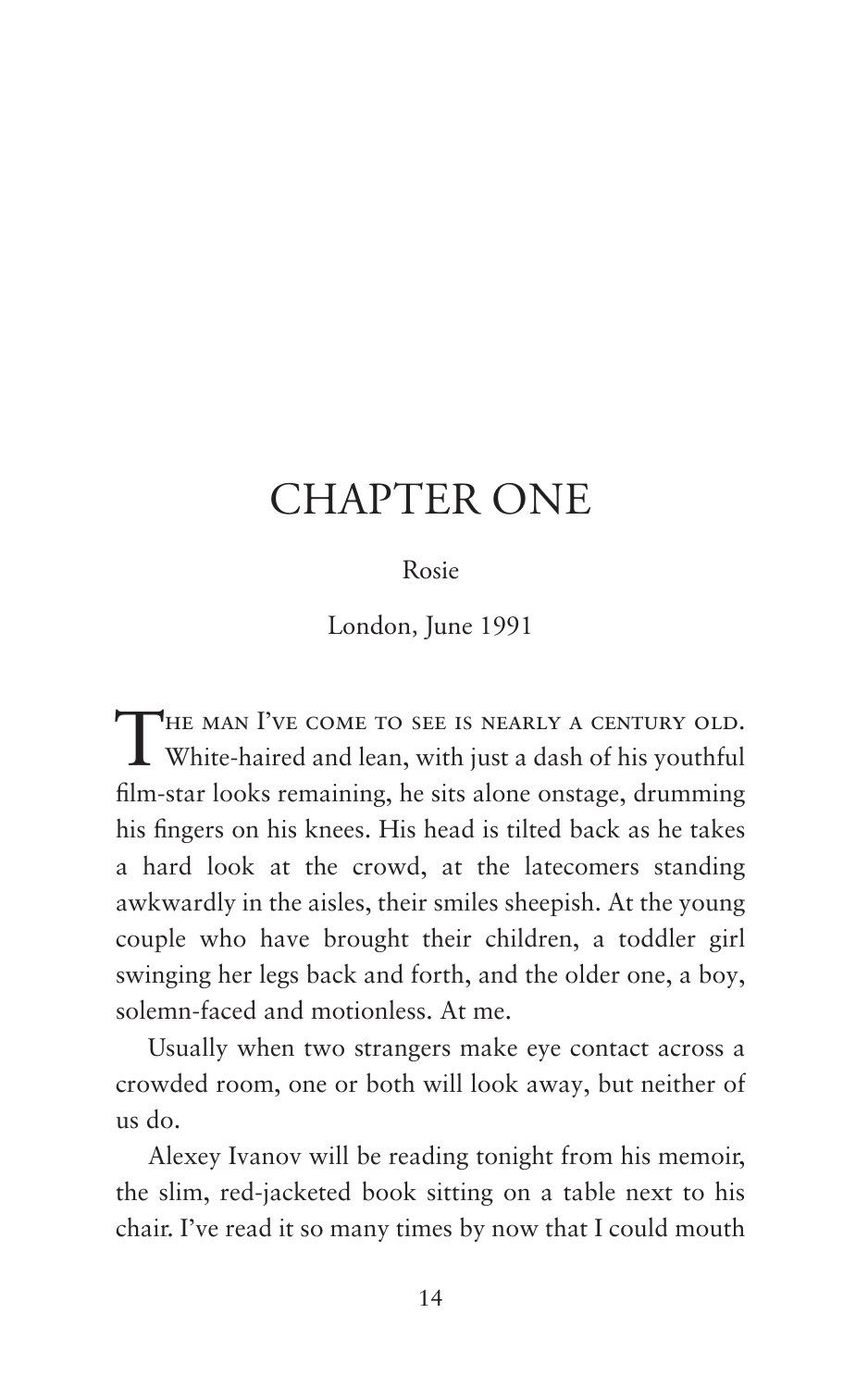# CHAPTER ONE

Rosie

London, June 1991

The man I've come to see is nearly a century old. White-haired and lean, with just a dash of his youthful film-star looks remaining, he sits alone onstage, drumming his fingers on his knees. His head is tilted back as he takes a hard look at the crowd, at the latecomers standing awkwardly in the aisles, their smiles sheepish. At the young couple who have brought their children, a toddler girl swinging her legs back and forth, and the older one, a boy, solemn-faced and motionless. At me.

Usually when two strangers make eye contact across a crowded room, one or both will look away, but neither of us do.

Alexey Ivanov will be reading tonight from his memoir, the slim, red-jacketed book sitting on a table next to his chair. I've read it so many times by now that I could mouth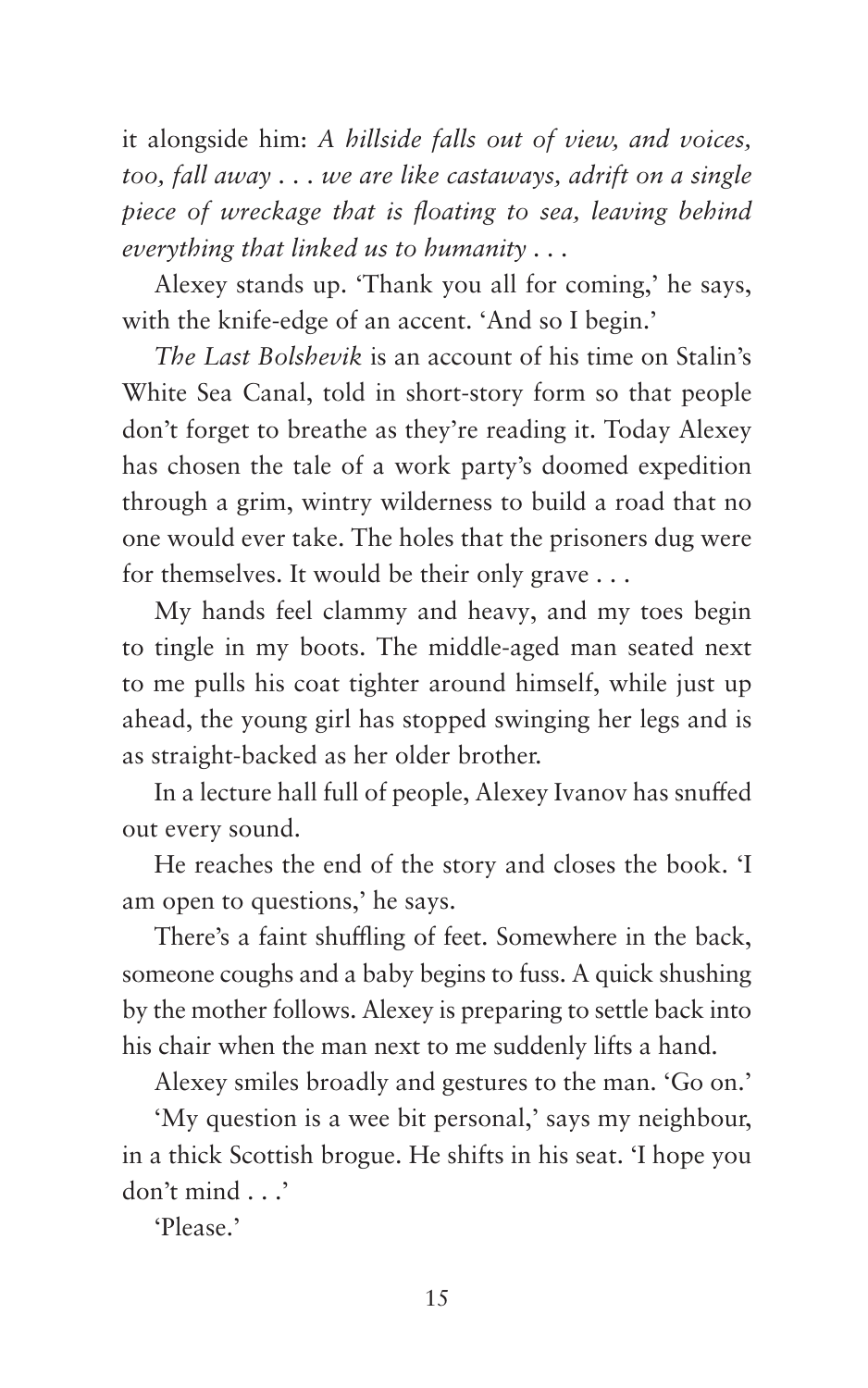it alongside him: *A hillside falls out of view, and voices, too, fall away . . . we are like castaways, adrift on a single piece of wreckage that is floating to sea, leaving behind everything that linked us to humanity . . .*

Alexey stands up. 'Thank you all for coming,' he says, with the knife-edge of an accent. 'And so I begin.'

*The Last Bolshevik* is an account of his time on Stalin's White Sea Canal, told in short-story form so that people don't forget to breathe as they're reading it. Today Alexey has chosen the tale of a work party's doomed expedition through a grim, wintry wilderness to build a road that no one would ever take. The holes that the prisoners dug were for themselves. It would be their only grave . . .

My hands feel clammy and heavy, and my toes begin to tingle in my boots. The middle-aged man seated next to me pulls his coat tighter around himself, while just up ahead, the young girl has stopped swinging her legs and is as straight-backed as her older brother.

In a lecture hall full of people, Alexey Ivanov has snuffed out every sound.

He reaches the end of the story and closes the book. 'I am open to questions,' he says.

There's a faint shuffling of feet. Somewhere in the back, someone coughs and a baby begins to fuss. A quick shushing by the mother follows. Alexey is preparing to settle back into his chair when the man next to me suddenly lifts a hand.

Alexey smiles broadly and gestures to the man. 'Go on.'

'My question is a wee bit personal,' says my neighbour, in a thick Scottish brogue. He shifts in his seat. 'I hope you don't mind . . .'

'Please.'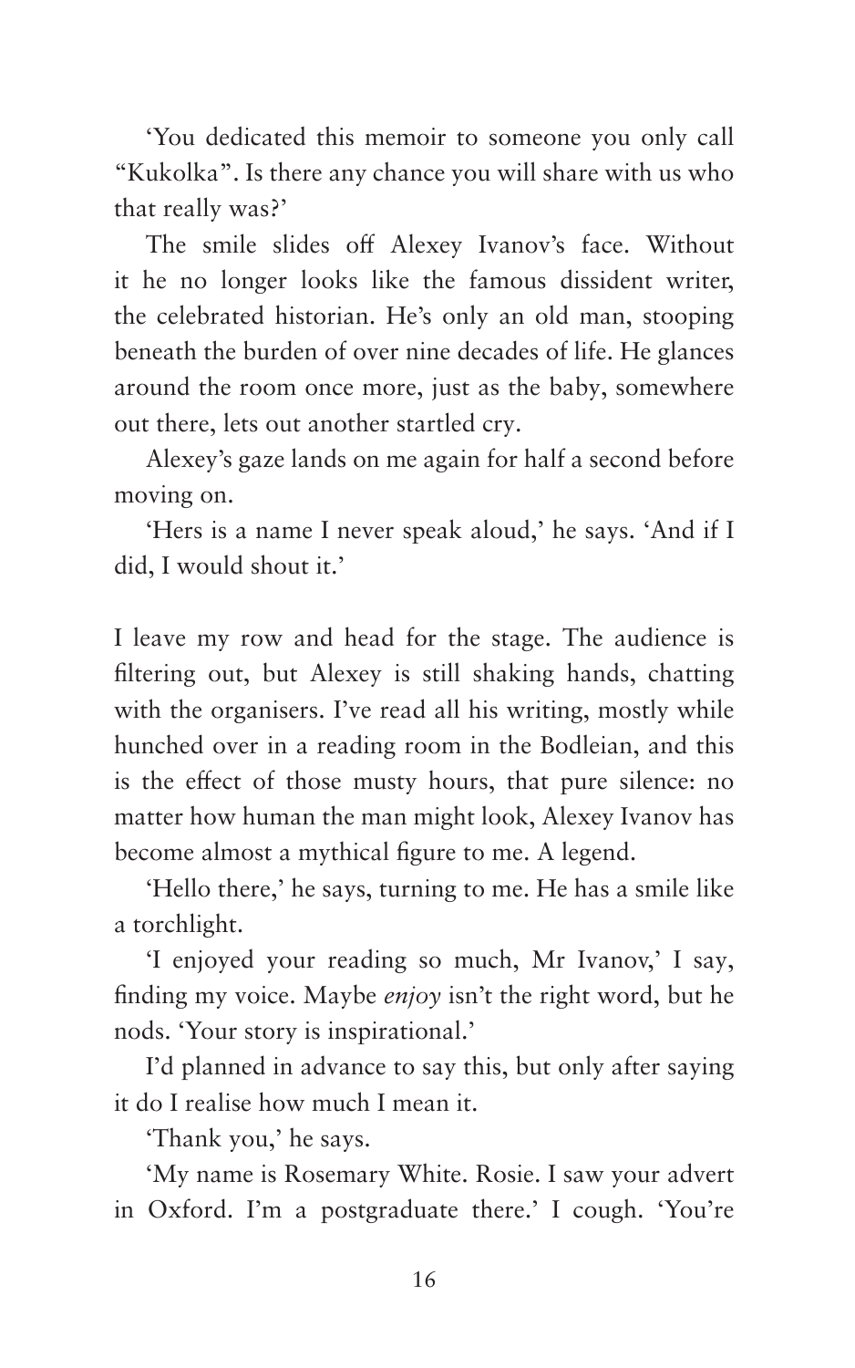'You dedicated this memoir to someone you only call "Kukolka". Is there any chance you will share with us who that really was?'

The smile slides off Alexey Ivanov's face. Without it he no longer looks like the famous dissident writer, the celebrated historian. He's only an old man, stooping beneath the burden of over nine decades of life. He glances around the room once more, just as the baby, somewhere out there, lets out another startled cry.

Alexey's gaze lands on me again for half a second before moving on.

'Hers is a name I never speak aloud,' he says. 'And if I did, I would shout it.'

I leave my row and head for the stage. The audience is filtering out, but Alexey is still shaking hands, chatting with the organisers. I've read all his writing, mostly while hunched over in a reading room in the Bodleian, and this is the effect of those musty hours, that pure silence: no matter how human the man might look, Alexey Ivanov has become almost a mythical figure to me. A legend.

'Hello there,' he says, turning to me. He has a smile like a torchlight.

'I enjoyed your reading so much, Mr Ivanov,' I say, finding my voice. Maybe *enjoy* isn't the right word, but he nods. 'Your story is inspirational.'

I'd planned in advance to say this, but only after saying it do I realise how much I mean it.

'Thank you,' he says.

'My name is Rosemary White. Rosie. I saw your advert in Oxford. I'm a postgraduate there.' I cough. 'You're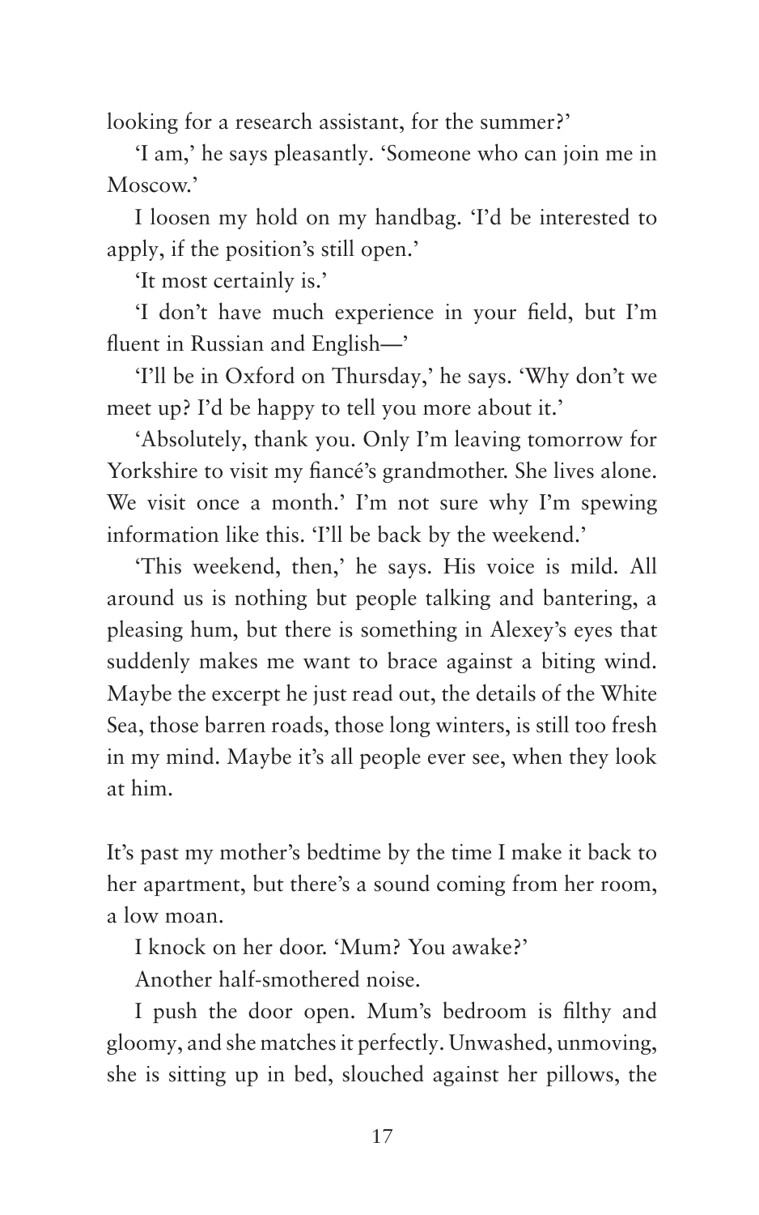looking for a research assistant, for the summer?'

'I am,' he says pleasantly. 'Someone who can join me in Moscow.'

I loosen my hold on my handbag. 'I'd be interested to apply, if the position's still open.'

'It most certainly is.'

'I don't have much experience in your field, but I'm fluent in Russian and English—'

'I'll be in Oxford on Thursday,' he says. 'Why don't we meet up? I'd be happy to tell you more about it.'

'Absolutely, thank you. Only I'm leaving tomorrow for Yorkshire to visit my fiancé's grandmother. She lives alone. We visit once a month.' I'm not sure why I'm spewing information like this. 'I'll be back by the weekend.'

'This weekend, then,' he says. His voice is mild. All around us is nothing but people talking and bantering, a pleasing hum, but there is something in Alexey's eyes that suddenly makes me want to brace against a biting wind. Maybe the excerpt he just read out, the details of the White Sea, those barren roads, those long winters, is still too fresh in my mind. Maybe it's all people ever see, when they look at him.

It's past my mother's bedtime by the time I make it back to her apartment, but there's a sound coming from her room, a low moan.

I knock on her door. 'Mum? You awake?'

Another half-smothered noise.

I push the door open. Mum's bedroom is filthy and gloomy, and she matches it perfectly. Unwashed, unmoving, she is sitting up in bed, slouched against her pillows, the